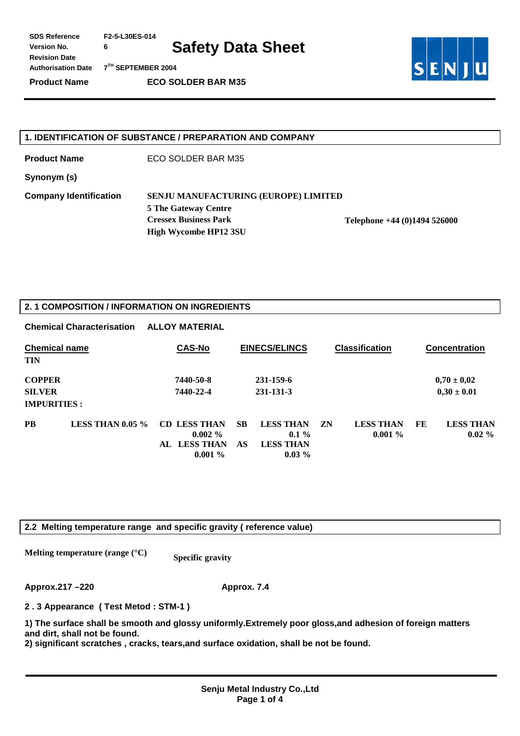| | | |
|---|---|---|
| **SDS Reference** | **F2-5-L30ES-014** | |
| **Version No.** | **6** | |
| **Revision Date** | | |
| **Authorisation Date** | **7TH SEPTEMBER 2004** | |
| **Product Name** | **ECO SOLDER BAR M35** | |

# Safety Data Sheet

SENJU

## 1. IDENTIFICATION OF SUBSTANCE / PREPARATION AND COMPANY

**Product Name** ECO SOLDER BAR M35

**Synonym (s)**

**Company Identification**

**SENJU MANUFACTURING (EUROPE) LIMITED**
**5 The Gateway Centre**
**Cressex Business Park**
**High Wycombe HP12 3SU**

**Telephone +44 (0)1494 526000**

## 2. 1 COMPOSITION / INFORMATION ON INGREDIENTS

**Chemical Characterisation** **ALLOY MATERIAL**

| Chemical name | CAS-No | EINECS/ELINCS | Classification | Concentration |
|---|---|---|---|---|
| **TIN** | | | | |
| **COPPER** | **7440-50-8** | **231-159-6** | | **0,70 ± 0,02** |
| **SILVER** | **7440-22-4** | **231-131-3** | | **0,30 ± 0.01** |
| **IMPURITIES :** | | | | |

| | | | | | |
|---|---|---|---|---|---|
| **PB** LESS THAN 0.05 % | **CD** LESS THAN 0.002 % | **SB** LESS THAN 0.1 % | **ZN** LESS THAN 0.001 % | **FE** LESS THAN 0.02 % |
| | **AL** LESS THAN 0.001 % | **AS** LESS THAN 0.03 % | | |

## 2.2 Melting temperature range and specific gravity ( reference value)

| Melting temperature (range (°C) | Specific gravity |
|---|---|
| **Approx.217 –220** | **Approx. 7.4** |

**2 . 3 Appearance ( Test Metod : STM-1 )**

**1) The surface shall be smooth and glossy uniformly.Extremely poor gloss,and adhesion of foreign matters and dirt, shall not be found.**
**2) significant scratches , cracks, tears,and surface oxidation, shall be not be found.**

**Senju Metal Industry Co.,Ltd**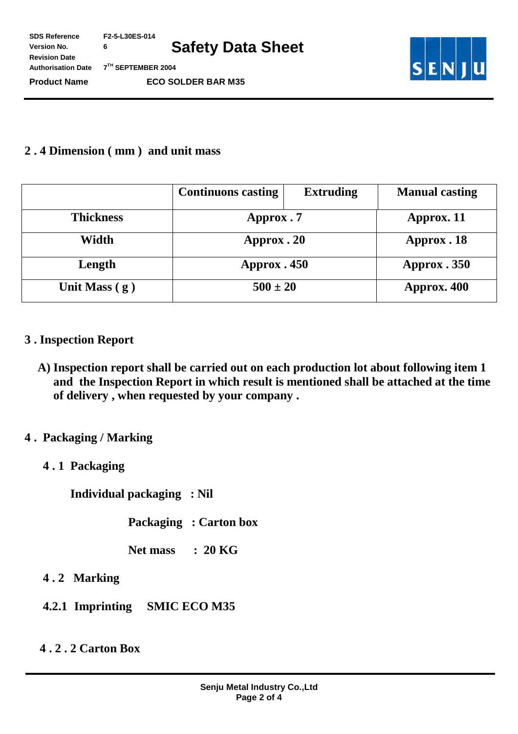## 2 . 4 Dimension ( mm ) and unit mass

| | Continuons casting | Extruding | Manual casting |
|---|---|---|---|
| Thickness | Approx . 7 | | Approx. 11 |
| Width | Approx . 20 | | Approx . 18 |
| Length | Approx . 450 | | Approx . 350 |
| Unit Mass ( g ) | 500 ± 20 | | Approx. 400 |

## 3 . Inspection Report

A) Inspection report shall be carried out on each production lot about following item 1 and the Inspection Report in which result is mentioned shall be attached at the time of delivery , when requested by your company .

## 4 . Packaging / Marking

### 4 . 1 Packaging

Individual packaging : Nil

Packaging : Carton box

Net mass : 20 KG

### 4 . 2 Marking

4.2.1 Imprinting SMIC ECO M35

4 . 2 . 2 Carton Box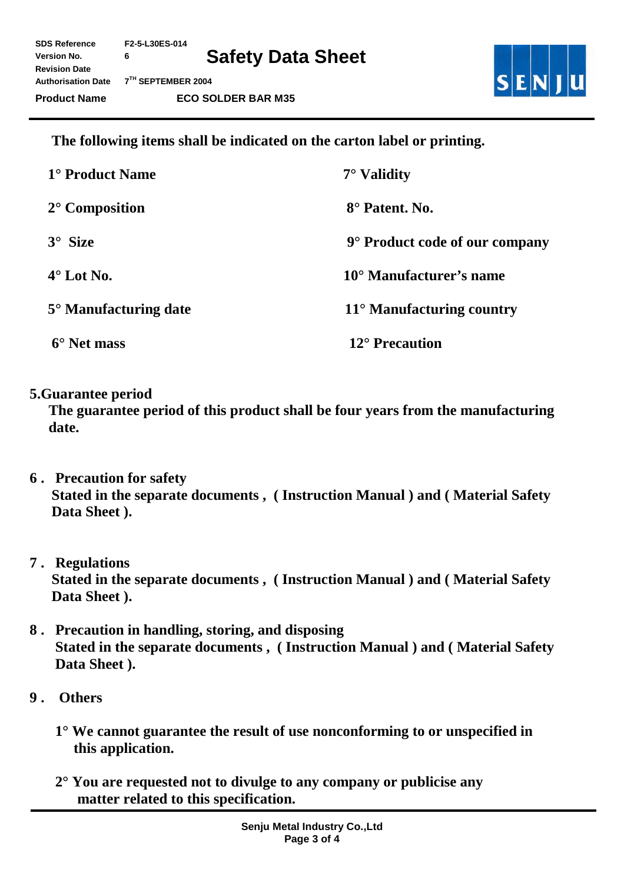The following items shall be indicated on the carton label or printing.

1° Product Name

2° Composition

3° Size

4° Lot No.

5° Manufacturing date

6° Net mass

7° Validity

8° Patent. No.

9° Product code of our company

10° Manufacturer's name

11° Manufacturing country

12° Precaution

**5. Guarantee period**

The guarantee period of this product shall be four years from the manufacturing date.

**6. Precaution for safety**

Stated in the separate documents , ( Instruction Manual ) and ( Material Safety Data Sheet ).

**7. Regulations**

Stated in the separate documents , ( Instruction Manual ) and ( Material Safety Data Sheet ).

**8. Precaution in handling, storing, and disposing**

Stated in the separate documents , ( Instruction Manual ) and ( Material Safety Data Sheet ).

**9. Others**

1° We cannot guarantee the result of use nonconforming to or unspecified in this application.

2° You are requested not to divulge to any company or publicise any matter related to this specification.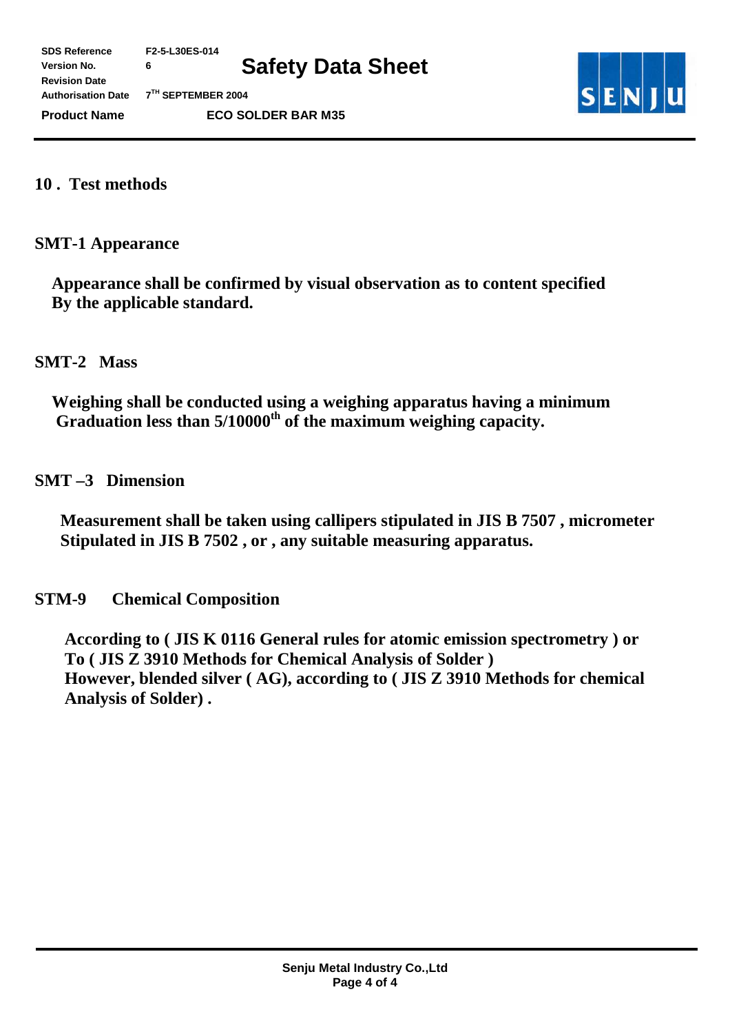## 10 . Test methods

### SMT-1 Appearance

**Appearance shall be confirmed by visual observation as to content specified By the applicable standard.**

### SMT-2 Mass

**Weighing shall be conducted using a weighing apparatus having a minimum Graduation less than $5/10000^{th}$ of the maximum weighing capacity.**

### SMT –3 Dimension

**Measurement shall be taken using callipers stipulated in JIS B 7507 , micrometer Stipulated in JIS B 7502 , or , any suitable measuring apparatus.**

### STM-9 Chemical Composition

**According to ( JIS K 0116 General rules for atomic emission spectrometry ) or To ( JIS Z 3910 Methods for Chemical Analysis of Solder )**
**However, blended silver ( AG), according to ( JIS Z 3910 Methods for chemical Analysis of Solder) .**